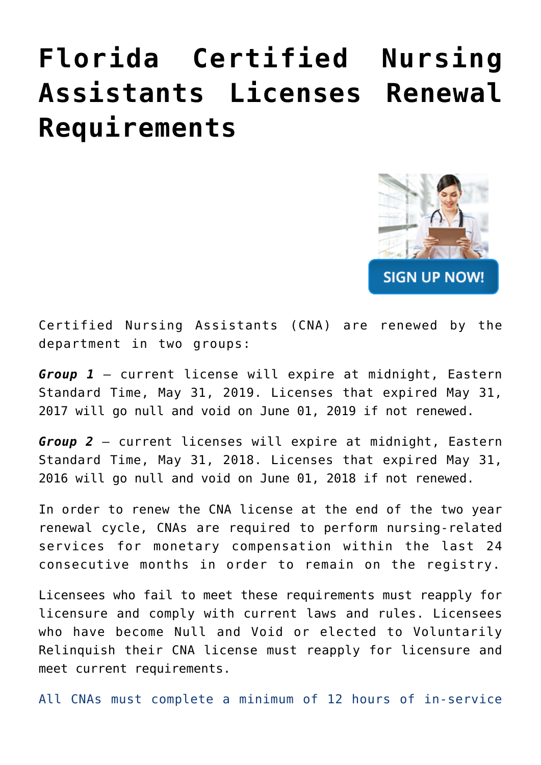# Florida Certified Nursing Assistants Licenses Renewal Requirements

Certified Nursing Assistants (CNA) are renewed by the department in two groups:

***Group 1*** – current license will expire at midnight, Eastern Standard Time, May 31, 2019. Licenses that expired May 31, 2017 will go null and void on June 01, 2019 if not renewed.

***Group 2*** – current licenses will expire at midnight, Eastern Standard Time, May 31, 2018. Licenses that expired May 31, 2016 will go null and void on June 01, 2018 if not renewed.

In order to renew the CNA license at the end of the two year renewal cycle, CNAs are required to perform nursing-related services for monetary compensation within the last 24 consecutive months in order to remain on the registry.

Licensees who fail to meet these requirements must reapply for licensure and comply with current laws and rules. Licensees who have become Null and Void or elected to Voluntarily Relinquish their CNA license must reapply for licensure and meet current requirements.

All CNAs must complete a minimum of 12 hours of in-service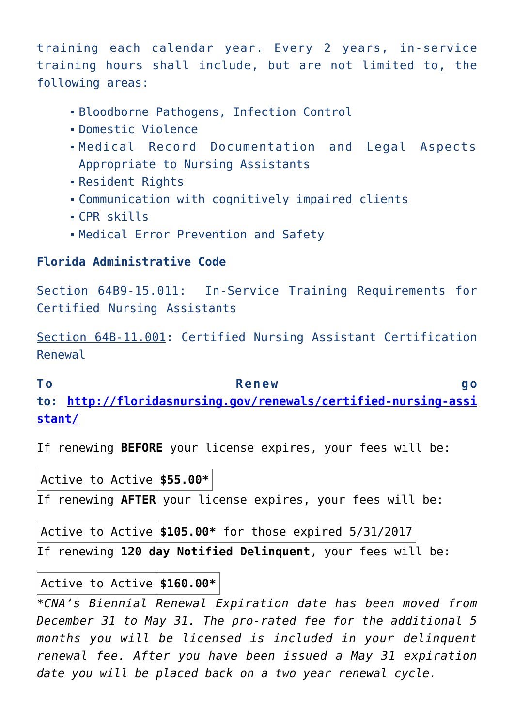training each calendar year. Every 2 years, in-service training hours shall include, but are not limited to, the following areas:

- Bloodborne Pathogens, Infection Control
- Domestic Violence
- Medical Record Documentation and Legal Aspects Appropriate to Nursing Assistants
- Resident Rights
- Communication with cognitively impaired clients
- CPR skills
- Medical Error Prevention and Safety

**Florida Administrative Code**

Section 64B9-15.011: In-Service Training Requirements for Certified Nursing Assistants

Section 64B-11.001: Certified Nursing Assistant Certification Renewal

**To Renew go to: http://floridasnursing.gov/renewals/certified-nursing-assistant/**

If renewing **BEFORE** your license expires, your fees will be:

| Active to Active | **$55.00*** |
|---|---|

If renewing **AFTER** your license expires, your fees will be:

| Active to Active | **$105.00*** for those expired 5/31/2017 |
|---|---|

If renewing **120 day Notified Delinquent**, your fees will be:

| Active to Active | **$160.00*** |
|---|---|

**CNA's Biennial Renewal Expiration date has been moved from December 31 to May 31. The pro-rated fee for the additional 5 months you will be licensed is included in your delinquent renewal fee. After you have been issued a May 31 expiration date you will be placed back on a two year renewal cycle.*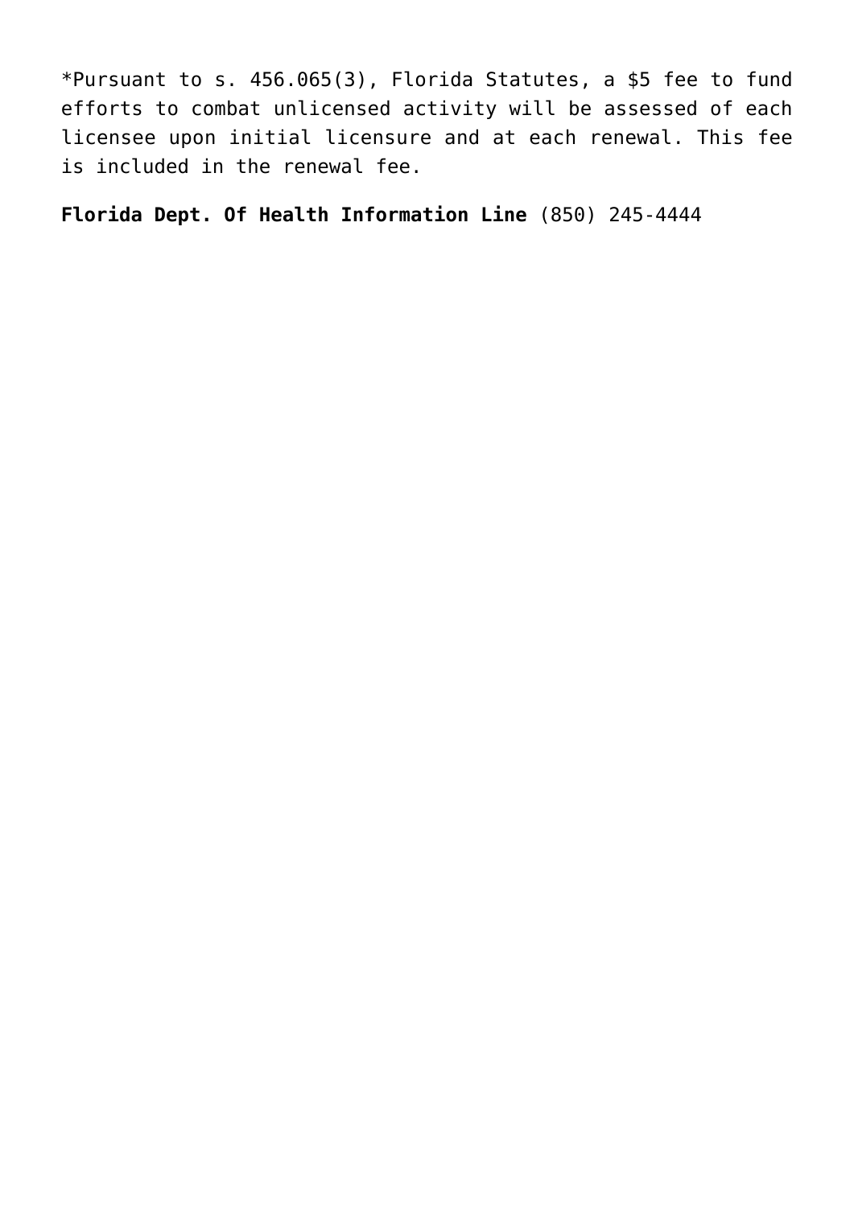*Pursuant to s. 456.065(3), Florida Statutes, a $5 fee to fund efforts to combat unlicensed activity will be assessed of each licensee upon initial licensure and at each renewal. This fee is included in the renewal fee.

**Florida Dept. Of Health Information Line** (850) 245-4444